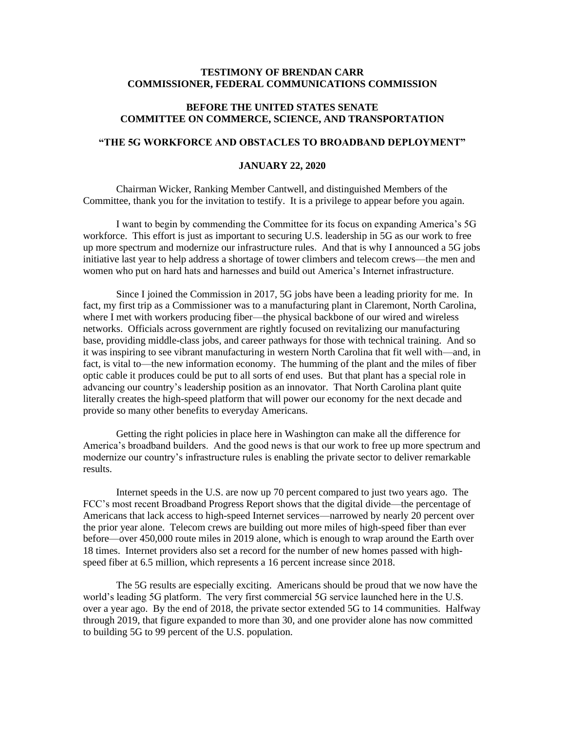**TESTIMONY OF BRENDAN CARR**
**COMMISSIONER, FEDERAL COMMUNICATIONS COMMISSION**

**BEFORE THE UNITED STATES SENATE**
**COMMITTEE ON COMMERCE, SCIENCE, AND TRANSPORTATION**

**"THE 5G WORKFORCE AND OBSTACLES TO BROADBAND DEPLOYMENT"**

**JANUARY 22, 2020**

Chairman Wicker, Ranking Member Cantwell, and distinguished Members of the Committee, thank you for the invitation to testify. It is a privilege to appear before you again.

I want to begin by commending the Committee for its focus on expanding America's 5G workforce. This effort is just as important to securing U.S. leadership in 5G as our work to free up more spectrum and modernize our infrastructure rules. And that is why I announced a 5G jobs initiative last year to help address a shortage of tower climbers and telecom crews—the men and women who put on hard hats and harnesses and build out America's Internet infrastructure.

Since I joined the Commission in 2017, 5G jobs have been a leading priority for me. In fact, my first trip as a Commissioner was to a manufacturing plant in Claremont, North Carolina, where I met with workers producing fiber—the physical backbone of our wired and wireless networks. Officials across government are rightly focused on revitalizing our manufacturing base, providing middle-class jobs, and career pathways for those with technical training. And so it was inspiring to see vibrant manufacturing in western North Carolina that fit well with—and, in fact, is vital to—the new information economy. The humming of the plant and the miles of fiber optic cable it produces could be put to all sorts of end uses. But that plant has a special role in advancing our country's leadership position as an innovator. That North Carolina plant quite literally creates the high-speed platform that will power our economy for the next decade and provide so many other benefits to everyday Americans.

Getting the right policies in place here in Washington can make all the difference for America's broadband builders. And the good news is that our work to free up more spectrum and modernize our country's infrastructure rules is enabling the private sector to deliver remarkable results.

Internet speeds in the U.S. are now up 70 percent compared to just two years ago. The FCC's most recent Broadband Progress Report shows that the digital divide—the percentage of Americans that lack access to high-speed Internet services—narrowed by nearly 20 percent over the prior year alone. Telecom crews are building out more miles of high-speed fiber than ever before—over 450,000 route miles in 2019 alone, which is enough to wrap around the Earth over 18 times. Internet providers also set a record for the number of new homes passed with high-speed fiber at 6.5 million, which represents a 16 percent increase since 2018.

The 5G results are especially exciting. Americans should be proud that we now have the world's leading 5G platform. The very first commercial 5G service launched here in the U.S. over a year ago. By the end of 2018, the private sector extended 5G to 14 communities. Halfway through 2019, that figure expanded to more than 30, and one provider alone has now committed to building 5G to 99 percent of the U.S. population.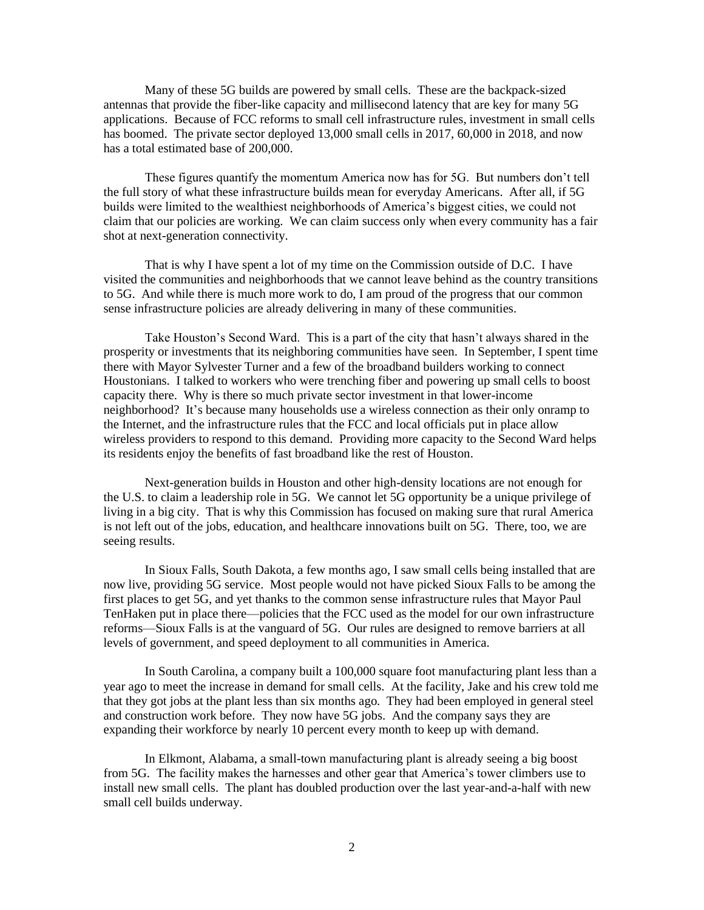Many of these 5G builds are powered by small cells. These are the backpack-sized antennas that provide the fiber-like capacity and millisecond latency that are key for many 5G applications. Because of FCC reforms to small cell infrastructure rules, investment in small cells has boomed. The private sector deployed 13,000 small cells in 2017, 60,000 in 2018, and now has a total estimated base of 200,000.

These figures quantify the momentum America now has for 5G. But numbers don't tell the full story of what these infrastructure builds mean for everyday Americans. After all, if 5G builds were limited to the wealthiest neighborhoods of America's biggest cities, we could not claim that our policies are working. We can claim success only when every community has a fair shot at next-generation connectivity.

That is why I have spent a lot of my time on the Commission outside of D.C. I have visited the communities and neighborhoods that we cannot leave behind as the country transitions to 5G. And while there is much more work to do, I am proud of the progress that our common sense infrastructure policies are already delivering in many of these communities.

Take Houston's Second Ward. This is a part of the city that hasn't always shared in the prosperity or investments that its neighboring communities have seen. In September, I spent time there with Mayor Sylvester Turner and a few of the broadband builders working to connect Houstonians. I talked to workers who were trenching fiber and powering up small cells to boost capacity there. Why is there so much private sector investment in that lower-income neighborhood? It's because many households use a wireless connection as their only onramp to the Internet, and the infrastructure rules that the FCC and local officials put in place allow wireless providers to respond to this demand. Providing more capacity to the Second Ward helps its residents enjoy the benefits of fast broadband like the rest of Houston.

Next-generation builds in Houston and other high-density locations are not enough for the U.S. to claim a leadership role in 5G. We cannot let 5G opportunity be a unique privilege of living in a big city. That is why this Commission has focused on making sure that rural America is not left out of the jobs, education, and healthcare innovations built on 5G. There, too, we are seeing results.

In Sioux Falls, South Dakota, a few months ago, I saw small cells being installed that are now live, providing 5G service. Most people would not have picked Sioux Falls to be among the first places to get 5G, and yet thanks to the common sense infrastructure rules that Mayor Paul TenHaken put in place there—policies that the FCC used as the model for our own infrastructure reforms—Sioux Falls is at the vanguard of 5G. Our rules are designed to remove barriers at all levels of government, and speed deployment to all communities in America.

In South Carolina, a company built a 100,000 square foot manufacturing plant less than a year ago to meet the increase in demand for small cells. At the facility, Jake and his crew told me that they got jobs at the plant less than six months ago. They had been employed in general steel and construction work before. They now have 5G jobs. And the company says they are expanding their workforce by nearly 10 percent every month to keep up with demand.

In Elkmont, Alabama, a small-town manufacturing plant is already seeing a big boost from 5G. The facility makes the harnesses and other gear that America's tower climbers use to install new small cells. The plant has doubled production over the last year-and-a-half with new small cell builds underway.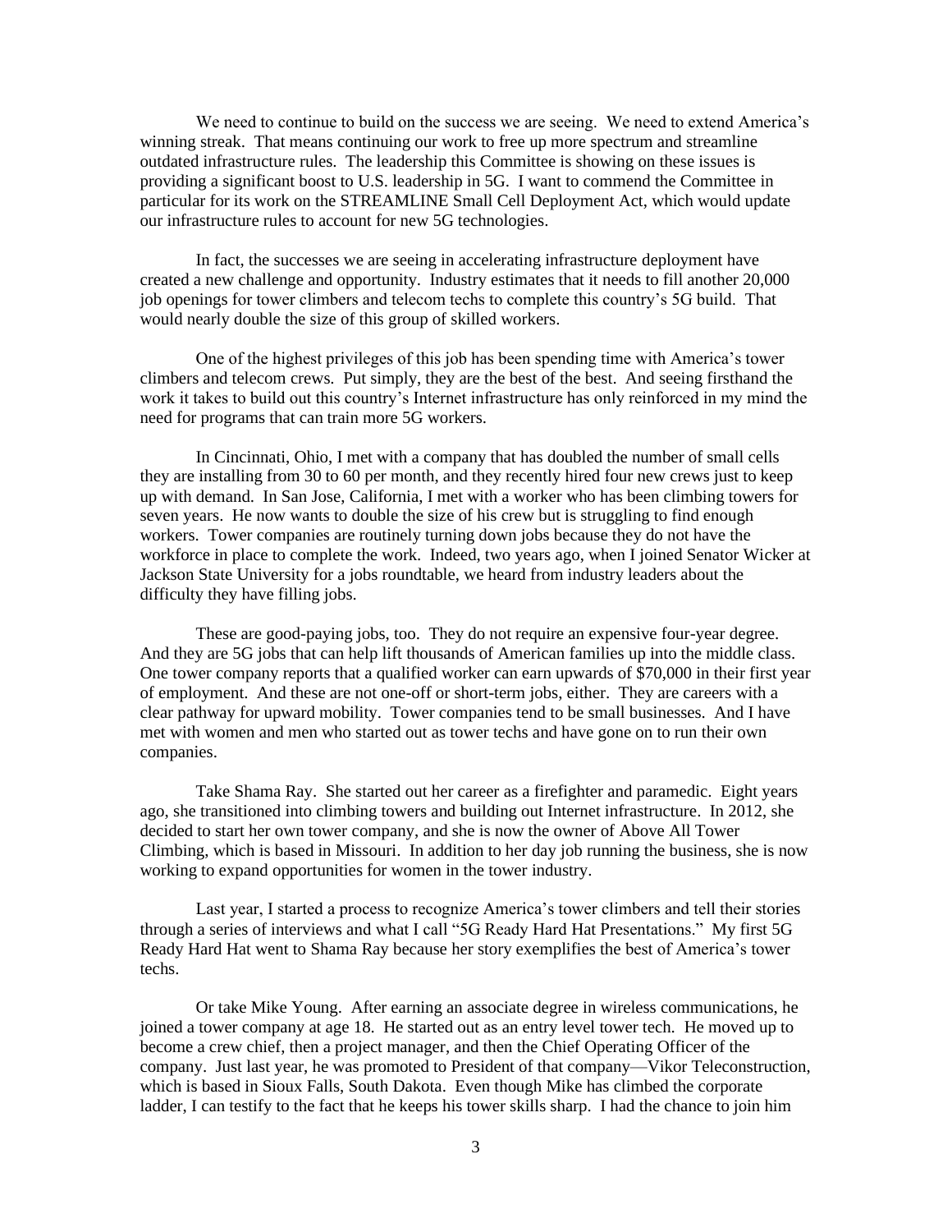We need to continue to build on the success we are seeing. We need to extend America's winning streak. That means continuing our work to free up more spectrum and streamline outdated infrastructure rules. The leadership this Committee is showing on these issues is providing a significant boost to U.S. leadership in 5G. I want to commend the Committee in particular for its work on the STREAMLINE Small Cell Deployment Act, which would update our infrastructure rules to account for new 5G technologies.

In fact, the successes we are seeing in accelerating infrastructure deployment have created a new challenge and opportunity. Industry estimates that it needs to fill another 20,000 job openings for tower climbers and telecom techs to complete this country's 5G build. That would nearly double the size of this group of skilled workers.

One of the highest privileges of this job has been spending time with America's tower climbers and telecom crews. Put simply, they are the best of the best. And seeing firsthand the work it takes to build out this country's Internet infrastructure has only reinforced in my mind the need for programs that can train more 5G workers.

In Cincinnati, Ohio, I met with a company that has doubled the number of small cells they are installing from 30 to 60 per month, and they recently hired four new crews just to keep up with demand. In San Jose, California, I met with a worker who has been climbing towers for seven years. He now wants to double the size of his crew but is struggling to find enough workers. Tower companies are routinely turning down jobs because they do not have the workforce in place to complete the work. Indeed, two years ago, when I joined Senator Wicker at Jackson State University for a jobs roundtable, we heard from industry leaders about the difficulty they have filling jobs.

These are good-paying jobs, too. They do not require an expensive four-year degree. And they are 5G jobs that can help lift thousands of American families up into the middle class. One tower company reports that a qualified worker can earn upwards of $70,000 in their first year of employment. And these are not one-off or short-term jobs, either. They are careers with a clear pathway for upward mobility. Tower companies tend to be small businesses. And I have met with women and men who started out as tower techs and have gone on to run their own companies.

Take Shama Ray. She started out her career as a firefighter and paramedic. Eight years ago, she transitioned into climbing towers and building out Internet infrastructure. In 2012, she decided to start her own tower company, and she is now the owner of Above All Tower Climbing, which is based in Missouri. In addition to her day job running the business, she is now working to expand opportunities for women in the tower industry.

Last year, I started a process to recognize America's tower climbers and tell their stories through a series of interviews and what I call "5G Ready Hard Hat Presentations." My first 5G Ready Hard Hat went to Shama Ray because her story exemplifies the best of America's tower techs.

Or take Mike Young. After earning an associate degree in wireless communications, he joined a tower company at age 18. He started out as an entry level tower tech. He moved up to become a crew chief, then a project manager, and then the Chief Operating Officer of the company. Just last year, he was promoted to President of that company—Vikor Teleconstruction, which is based in Sioux Falls, South Dakota. Even though Mike has climbed the corporate ladder, I can testify to the fact that he keeps his tower skills sharp. I had the chance to join him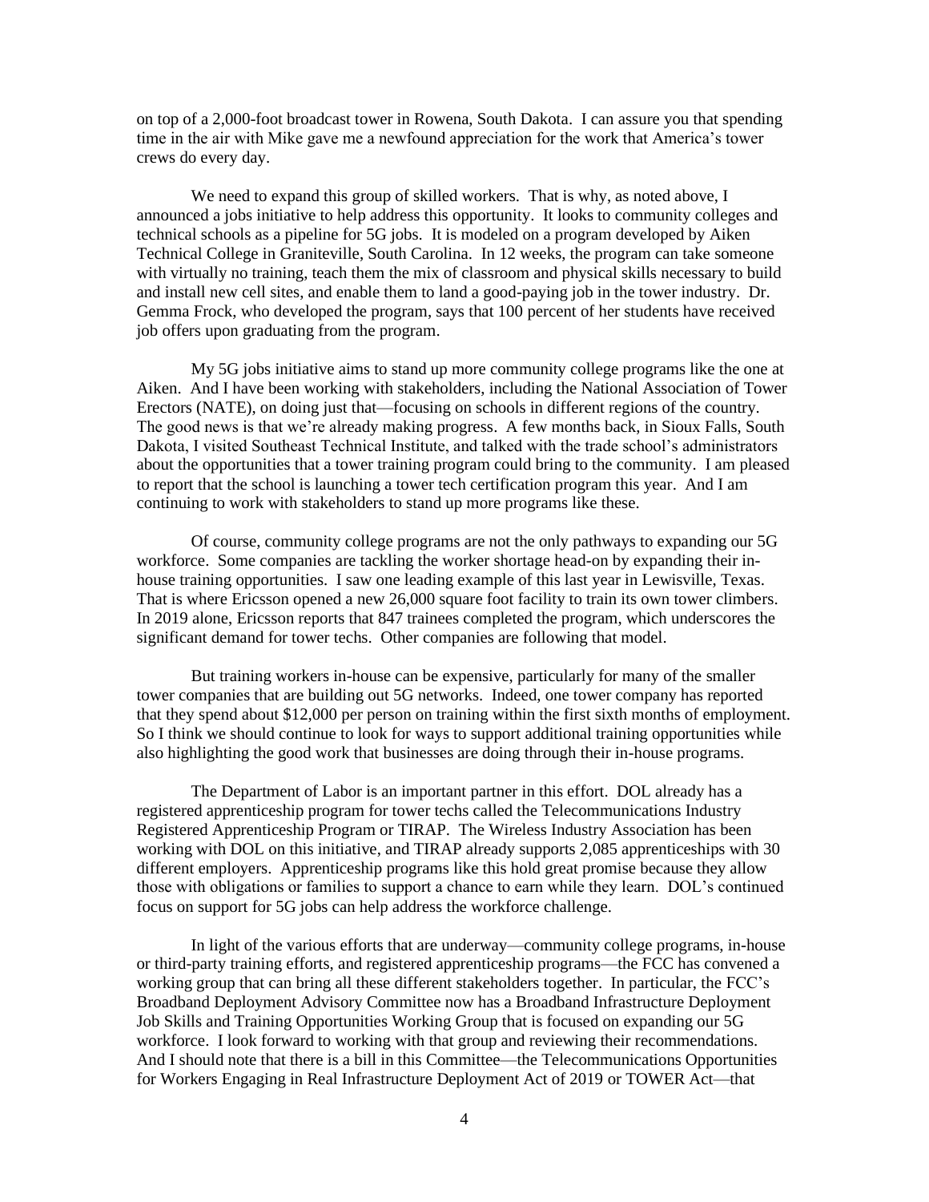on top of a 2,000-foot broadcast tower in Rowena, South Dakota. I can assure you that spending time in the air with Mike gave me a newfound appreciation for the work that America's tower crews do every day.

We need to expand this group of skilled workers. That is why, as noted above, I announced a jobs initiative to help address this opportunity. It looks to community colleges and technical schools as a pipeline for 5G jobs. It is modeled on a program developed by Aiken Technical College in Graniteville, South Carolina. In 12 weeks, the program can take someone with virtually no training, teach them the mix of classroom and physical skills necessary to build and install new cell sites, and enable them to land a good-paying job in the tower industry. Dr. Gemma Frock, who developed the program, says that 100 percent of her students have received job offers upon graduating from the program.

My 5G jobs initiative aims to stand up more community college programs like the one at Aiken. And I have been working with stakeholders, including the National Association of Tower Erectors (NATE), on doing just that—focusing on schools in different regions of the country. The good news is that we're already making progress. A few months back, in Sioux Falls, South Dakota, I visited Southeast Technical Institute, and talked with the trade school's administrators about the opportunities that a tower training program could bring to the community. I am pleased to report that the school is launching a tower tech certification program this year. And I am continuing to work with stakeholders to stand up more programs like these.

Of course, community college programs are not the only pathways to expanding our 5G workforce. Some companies are tackling the worker shortage head-on by expanding their in-house training opportunities. I saw one leading example of this last year in Lewisville, Texas. That is where Ericsson opened a new 26,000 square foot facility to train its own tower climbers. In 2019 alone, Ericsson reports that 847 trainees completed the program, which underscores the significant demand for tower techs. Other companies are following that model.

But training workers in-house can be expensive, particularly for many of the smaller tower companies that are building out 5G networks. Indeed, one tower company has reported that they spend about $12,000 per person on training within the first sixth months of employment. So I think we should continue to look for ways to support additional training opportunities while also highlighting the good work that businesses are doing through their in-house programs.

The Department of Labor is an important partner in this effort. DOL already has a registered apprenticeship program for tower techs called the Telecommunications Industry Registered Apprenticeship Program or TIRAP. The Wireless Industry Association has been working with DOL on this initiative, and TIRAP already supports 2,085 apprenticeships with 30 different employers. Apprenticeship programs like this hold great promise because they allow those with obligations or families to support a chance to earn while they learn. DOL's continued focus on support for 5G jobs can help address the workforce challenge.

In light of the various efforts that are underway—community college programs, in-house or third-party training efforts, and registered apprenticeship programs—the FCC has convened a working group that can bring all these different stakeholders together. In particular, the FCC's Broadband Deployment Advisory Committee now has a Broadband Infrastructure Deployment Job Skills and Training Opportunities Working Group that is focused on expanding our 5G workforce. I look forward to working with that group and reviewing their recommendations. And I should note that there is a bill in this Committee—the Telecommunications Opportunities for Workers Engaging in Real Infrastructure Deployment Act of 2019 or TOWER Act—that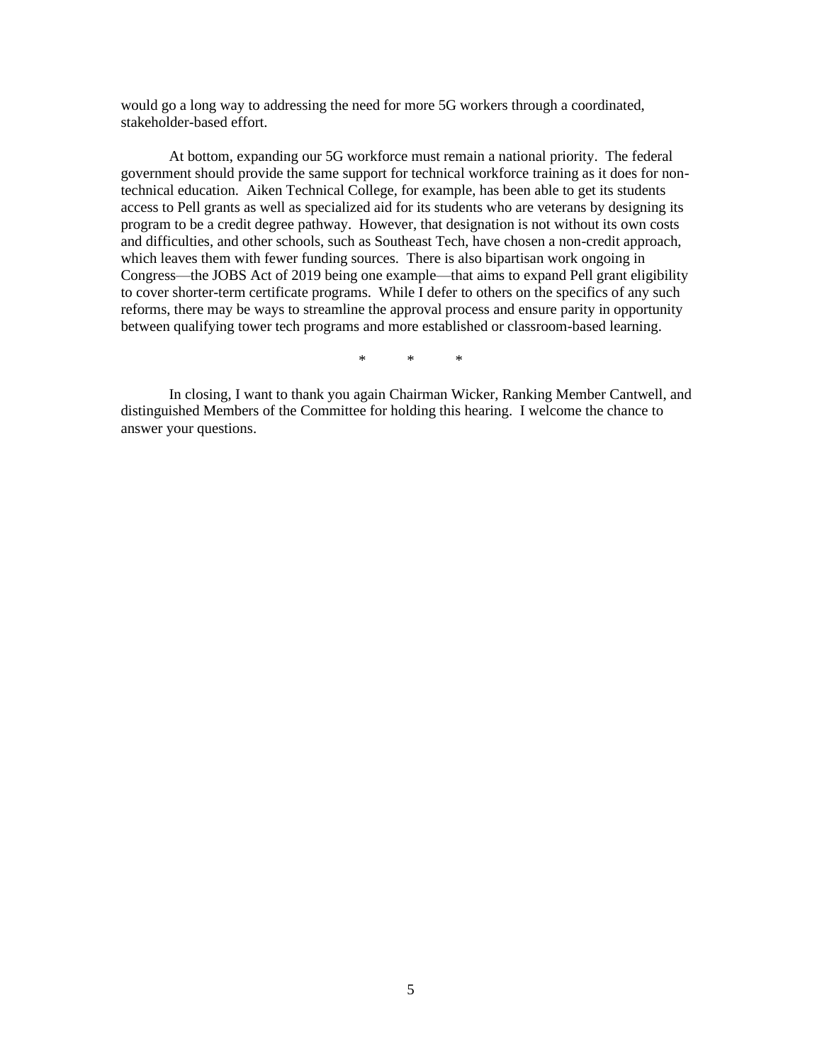would go a long way to addressing the need for more 5G workers through a coordinated, stakeholder-based effort.

At bottom, expanding our 5G workforce must remain a national priority. The federal government should provide the same support for technical workforce training as it does for non-technical education. Aiken Technical College, for example, has been able to get its students access to Pell grants as well as specialized aid for its students who are veterans by designing its program to be a credit degree pathway. However, that designation is not without its own costs and difficulties, and other schools, such as Southeast Tech, have chosen a non-credit approach, which leaves them with fewer funding sources. There is also bipartisan work ongoing in Congress—the JOBS Act of 2019 being one example—that aims to expand Pell grant eligibility to cover shorter-term certificate programs. While I defer to others on the specifics of any such reforms, there may be ways to streamline the approval process and ensure parity in opportunity between qualifying tower tech programs and more established or classroom-based learning.

\* \* \*

In closing, I want to thank you again Chairman Wicker, Ranking Member Cantwell, and distinguished Members of the Committee for holding this hearing. I welcome the chance to answer your questions.